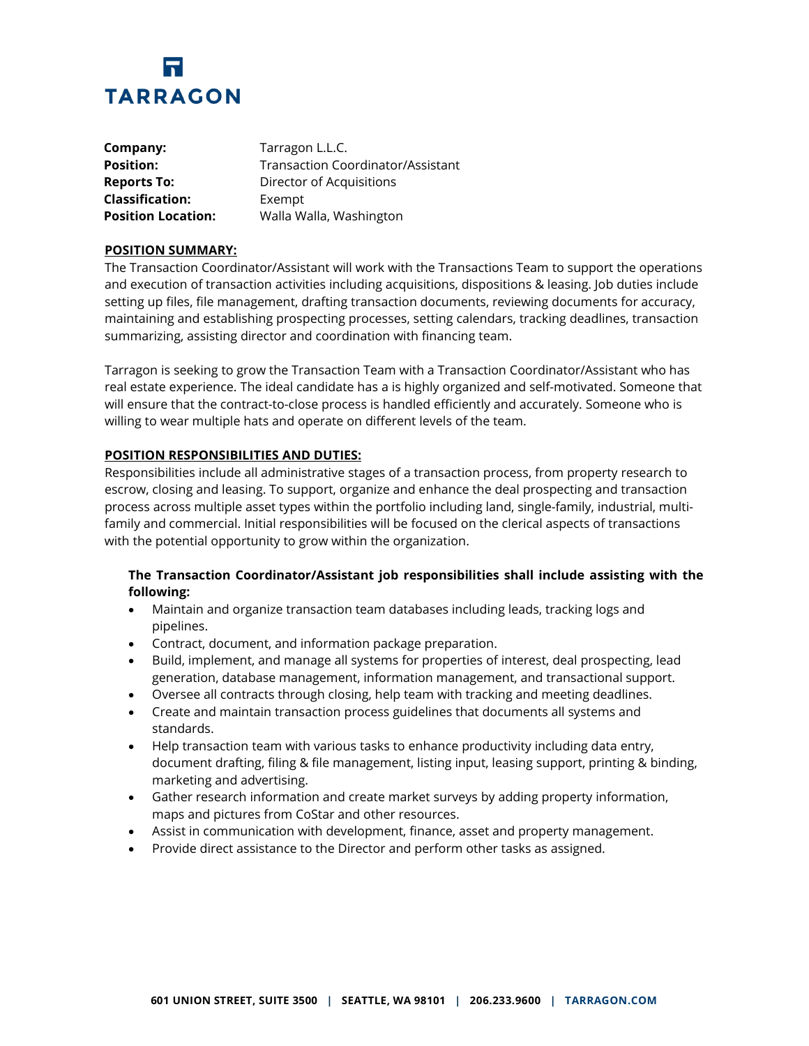# TARRAGON

**Company:** Tarragon L.L.C.
**Position:** Transaction Coordinator/Assistant
**Reports To:** Director of Acquisitions
**Classification:** Exempt
**Position Location:** Walla Walla, Washington

## POSITION SUMMARY:

The Transaction Coordinator/Assistant will work with the Transactions Team to support the operations and execution of transaction activities including acquisitions, dispositions & leasing. Job duties include setting up files, file management, drafting transaction documents, reviewing documents for accuracy, maintaining and establishing prospecting processes, setting calendars, tracking deadlines, transaction summarizing, assisting director and coordination with financing team.

Tarragon is seeking to grow the Transaction Team with a Transaction Coordinator/Assistant who has real estate experience. The ideal candidate has a is highly organized and self-motivated. Someone that will ensure that the contract-to-close process is handled efficiently and accurately. Someone who is willing to wear multiple hats and operate on different levels of the team.

## POSITION RESPONSIBILITIES AND DUTIES:

Responsibilities include all administrative stages of a transaction process, from property research to escrow, closing and leasing. To support, organize and enhance the deal prospecting and transaction process across multiple asset types within the portfolio including land, single-family, industrial, multi-family and commercial. Initial responsibilities will be focused on the clerical aspects of transactions with the potential opportunity to grow within the organization.

**The Transaction Coordinator/Assistant job responsibilities shall include assisting with the following:**

- Maintain and organize transaction team databases including leads, tracking logs and pipelines.
- Contract, document, and information package preparation.
- Build, implement, and manage all systems for properties of interest, deal prospecting, lead generation, database management, information management, and transactional support.
- Oversee all contracts through closing, help team with tracking and meeting deadlines.
- Create and maintain transaction process guidelines that documents all systems and standards.
- Help transaction team with various tasks to enhance productivity including data entry, document drafting, filing & file management, listing input, leasing support, printing & binding, marketing and advertising.
- Gather research information and create market surveys by adding property information, maps and pictures from CoStar and other resources.
- Assist in communication with development, finance, asset and property management.
- Provide direct assistance to the Director and perform other tasks as assigned.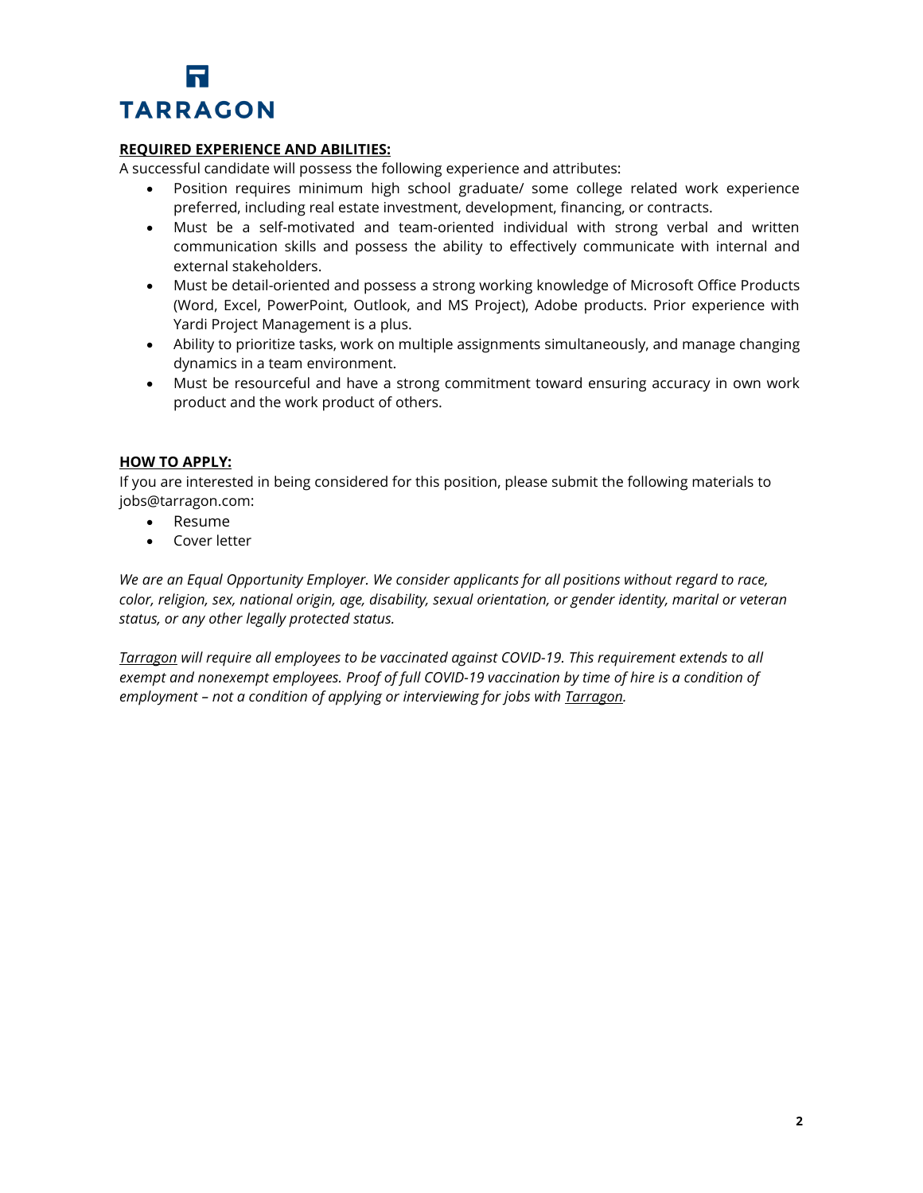TARRAGON

**REQUIRED EXPERIENCE AND ABILITIES:**

A successful candidate will possess the following experience and attributes:

- Position requires minimum high school graduate/ some college related work experience preferred, including real estate investment, development, financing, or contracts.
- Must be a self-motivated and team-oriented individual with strong verbal and written communication skills and possess the ability to effectively communicate with internal and external stakeholders.
- Must be detail-oriented and possess a strong working knowledge of Microsoft Office Products (Word, Excel, PowerPoint, Outlook, and MS Project), Adobe products. Prior experience with Yardi Project Management is a plus.
- Ability to prioritize tasks, work on multiple assignments simultaneously, and manage changing dynamics in a team environment.
- Must be resourceful and have a strong commitment toward ensuring accuracy in own work product and the work product of others.

**HOW TO APPLY:**

If you are interested in being considered for this position, please submit the following materials to jobs@tarragon.com:

- Resume
- Cover letter

*We are an Equal Opportunity Employer. We consider applicants for all positions without regard to race, color, religion, sex, national origin, age, disability, sexual orientation, or gender identity, marital or veteran status, or any other legally protected status.*

*Tarragon will require all employees to be vaccinated against COVID-19. This requirement extends to all exempt and nonexempt employees. Proof of full COVID-19 vaccination by time of hire is a condition of employment – not a condition of applying or interviewing for jobs with Tarragon.*